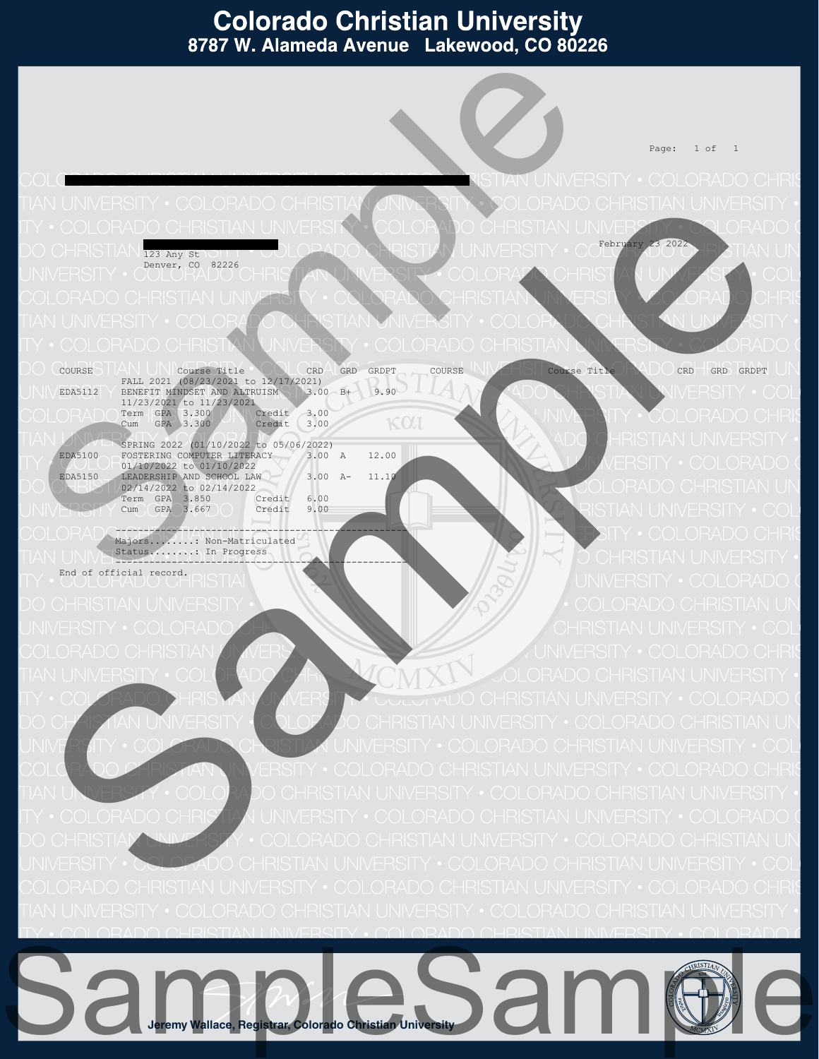# Colorado Christian University

**8787 W. Alameda Avenue Lakewood, CO 80226**

123 Any St
Denver, CO 82226

February 23 2022

| COURSE | Course Title | CRD | GRD | GRDPT |
|---|---|---|---|---|
| | FALL 2021 (08/23/2021 to 12/17/2021) | | | |
| EDA5112 | BENEFIT MINDSET AND ALTRUISM | 3.00 | B+ | 9.90 |
| | 11/23/2021 to 11/23/2021 | | | |
| | Term GPA 3.300 Credit | 3.00 | | |
| | Cum GPA 3.300 Credit | 3.00 | | |
| | SPRING 2022 (01/10/2022 to 05/06/2022) | | | |
| EDA5100 | FOSTERING COMPUTER LITERACY | 3.00 | A | 12.00 |
| | 01/10/2022 to 01/10/2022 | | | |
| EDA5150 | LEADERSHIP AND SCHOOL LAW | 3.00 | A- | 11.10 |
| | 02/14/2022 to 02/14/2022 | | | |
| | Term GPA 3.850 Credit | 6.00 | | |
| | Cum GPA 3.667 Credit | 9.00 | | |

Majors........: Non-Matriculated
Status........: In Progress

End of official record.

Jeremy Wallace, Registrar, Colorado Christian University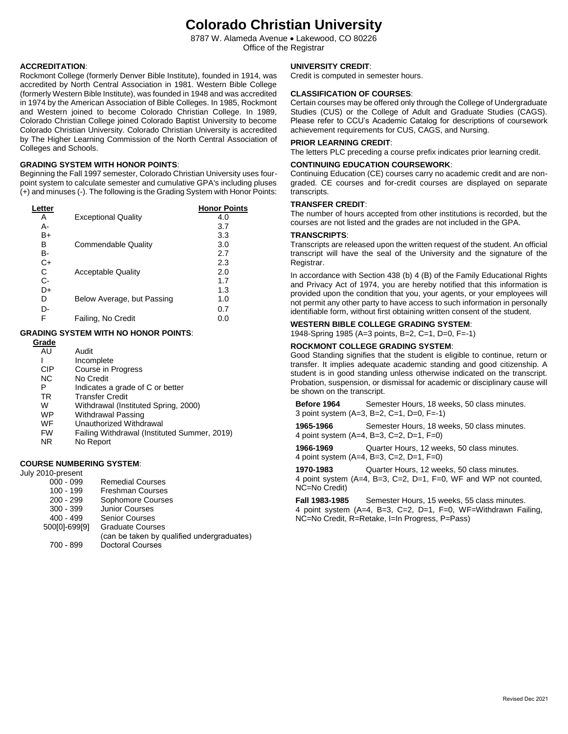# Colorado Christian University

8787 W. Alameda Avenue • Lakewood, CO 80226
Office of the Registrar

**ACCREDITATION**:
Rockmont College (formerly Denver Bible Institute), founded in 1914, was accredited by North Central Association in 1981. Western Bible College (formerly Western Bible Institute), was founded in 1948 and was accredited in 1974 by the American Association of Bible Colleges. In 1985, Rockmont and Western joined to become Colorado Christian College. In 1989, Colorado Christian College joined Colorado Baptist University to become Colorado Christian University. Colorado Christian University is accredited by The Higher Learning Commission of the North Central Association of Colleges and Schools.

**GRADING SYSTEM WITH HONOR POINTS**:
Beginning the Fall 1997 semester, Colorado Christian University uses four-point system to calculate semester and cumulative GPA's including pluses (+) and minuses (-). The following is the Grading System with Honor Points:

| Letter | | Honor Points |
|---|---|---|
| A | Exceptional Quality | 4.0 |
| A- | | 3.7 |
| B+ | | 3.3 |
| B | Commendable Quality | 3.0 |
| B- | | 2.7 |
| C+ | | 2.3 |
| C | Acceptable Quality | 2.0 |
| C- | | 1.7 |
| D+ | | 1.3 |
| D | Below Average, but Passing | 1.0 |
| D- | | 0.7 |
| F | Failing, No Credit | 0.0 |

**GRADING SYSTEM WITH NO HONOR POINTS**:

| Grade | |
|---|---|
| AU | Audit |
| I | Incomplete |
| CIP | Course in Progress |
| NC | No Credit |
| P | Indicates a grade of C or better |
| TR | Transfer Credit |
| W | Withdrawal (Instituted Spring, 2000) |
| WP | Withdrawal Passing |
| WF | Unauthorized Withdrawal |
| FW | Failing Withdrawal (Instituted Summer, 2019) |
| NR | No Report |

**COURSE NUMBERING SYSTEM**:
July 2010-present

| | |
|---|---|
| 000 - 099 | Remedial Courses |
| 100 - 199 | Freshman Courses |
| 200 - 299 | Sophomore Courses |
| 300 - 399 | Junior Courses |
| 400 - 499 | Senior Courses |
| 500[0]-699[9] | Graduate Courses (can be taken by qualified undergraduates) |
| 700 - 899 | Doctoral Courses |

**UNIVERSITY CREDIT**:
Credit is computed in semester hours.

**CLASSIFICATION OF COURSES**:
Certain courses may be offered only through the College of Undergraduate Studies (CUS) or the College of Adult and Graduate Studies (CAGS). Please refer to CCU's Academic Catalog for descriptions of coursework achievement requirements for CUS, CAGS, and Nursing.

**PRIOR LEARNING CREDIT**:
The letters PLC preceding a course prefix indicates prior learning credit.

**CONTINUING EDUCATION COURSEWORK**:
Continuing Education (CE) courses carry no academic credit and are non-graded. CE courses and for-credit courses are displayed on separate transcripts.

**TRANSFER CREDIT**:
The number of hours accepted from other institutions is recorded, but the courses are not listed and the grades are not included in the GPA.

**TRANSCRIPTS**:
Transcripts are released upon the written request of the student. An official transcript will have the seal of the University and the signature of the Registrar.

In accordance with Section 438 (b) 4 (B) of the Family Educational Rights and Privacy Act of 1974, you are hereby notified that this information is provided upon the condition that you, your agents, or your employees will not permit any other party to have access to such information in personally identifiable form, without first obtaining written consent of the student.

**WESTERN BIBLE COLLEGE GRADING SYSTEM**:
1948-Spring 1985 (A=3 points, B=2, C=1, D=0, F=-1)

**ROCKMONT COLLEGE GRADING SYSTEM**:
Good Standing signifies that the student is eligible to continue, return or transfer. It implies adequate academic standing and good citizenship. A student is in good standing unless otherwise indicated on the transcript. Probation, suspension, or dismissal for academic or disciplinary cause will be shown on the transcript.

**Before 1964** Semester Hours, 18 weeks, 50 class minutes.
3 point system (A=3, B=2, C=1, D=0, F=-1)

**1965-1966** Semester Hours, 18 weeks, 50 class minutes.
4 point system (A=4, B=3, C=2, D=1, F=0)

**1966-1969** Quarter Hours, 12 weeks, 50 class minutes.
4 point system (A=4, B=3, C=2, D=1, F=0)

**1970-1983** Quarter Hours, 12 weeks, 50 class minutes.
4 point system (A=4, B=3, C=2, D=1, F=0, WF and WP not counted, NC=No Credit)

**Fall 1983-1985** Semester Hours, 15 weeks, 55 class minutes.
4 point system (A=4, B=3, C=2, D=1, F=0, WF=Withdrawn Failing, NC=No Credit, R=Retake, I=In Progress, P=Pass)

Revised Dec 2021